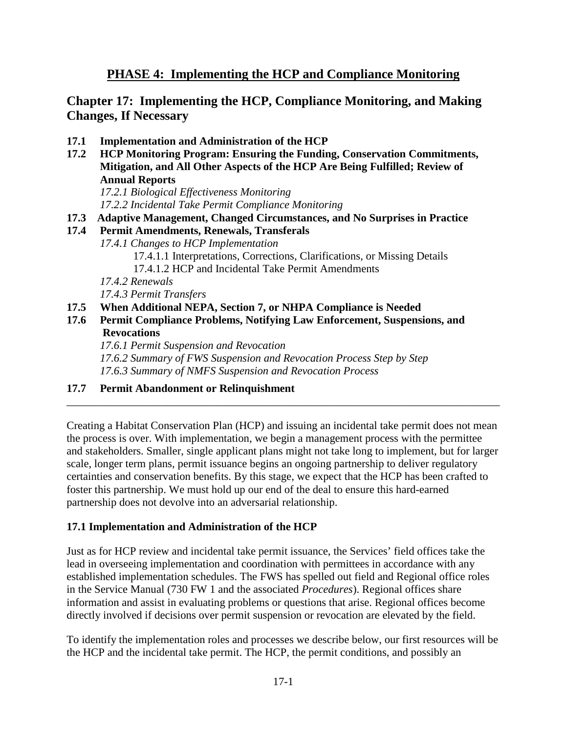# PHASE 4: Implementing the HCP and Compliance Monitoring

## Chapter 17: Implementing the HCP, Compliance Monitoring, and Making Changes, If Necessary

**17.1 Implementation and Administration of the HCP**

**17.2 HCP Monitoring Program: Ensuring the Funding, Conservation Commitments, Mitigation, and All Other Aspects of the HCP Are Being Fulfilled; Review of Annual Reports**

*17.2.1 Biological Effectiveness Monitoring*

*17.2.2 Incidental Take Permit Compliance Monitoring*

**17.3 Adaptive Management, Changed Circumstances, and No Surprises in Practice**

**17.4 Permit Amendments, Renewals, Transferals**

*17.4.1 Changes to HCP Implementation*

17.4.1.1 Interpretations, Corrections, Clarifications, or Missing Details

17.4.1.2 HCP and Incidental Take Permit Amendments

*17.4.2 Renewals*

*17.4.3 Permit Transfers*

**17.5 When Additional NEPA, Section 7, or NHPA Compliance is Needed**

**17.6 Permit Compliance Problems, Notifying Law Enforcement, Suspensions, and Revocations**

*17.6.1 Permit Suspension and Revocation*

*17.6.2 Summary of FWS Suspension and Revocation Process Step by Step*

*17.6.3 Summary of NMFS Suspension and Revocation Process*

**17.7 Permit Abandonment or Relinquishment**

---

Creating a Habitat Conservation Plan (HCP) and issuing an incidental take permit does not mean the process is over. With implementation, we begin a management process with the permittee and stakeholders. Smaller, single applicant plans might not take long to implement, but for larger scale, longer term plans, permit issuance begins an ongoing partnership to deliver regulatory certainties and conservation benefits. By this stage, we expect that the HCP has been crafted to foster this partnership. We must hold up our end of the deal to ensure this hard-earned partnership does not devolve into an adversarial relationship.

### 17.1 Implementation and Administration of the HCP

Just as for HCP review and incidental take permit issuance, the Services' field offices take the lead in overseeing implementation and coordination with permittees in accordance with any established implementation schedules. The FWS has spelled out field and Regional office roles in the Service Manual (730 FW 1 and the associated *Procedures*). Regional offices share information and assist in evaluating problems or questions that arise. Regional offices become directly involved if decisions over permit suspension or revocation are elevated by the field.

To identify the implementation roles and processes we describe below, our first resources will be the HCP and the incidental take permit. The HCP, the permit conditions, and possibly an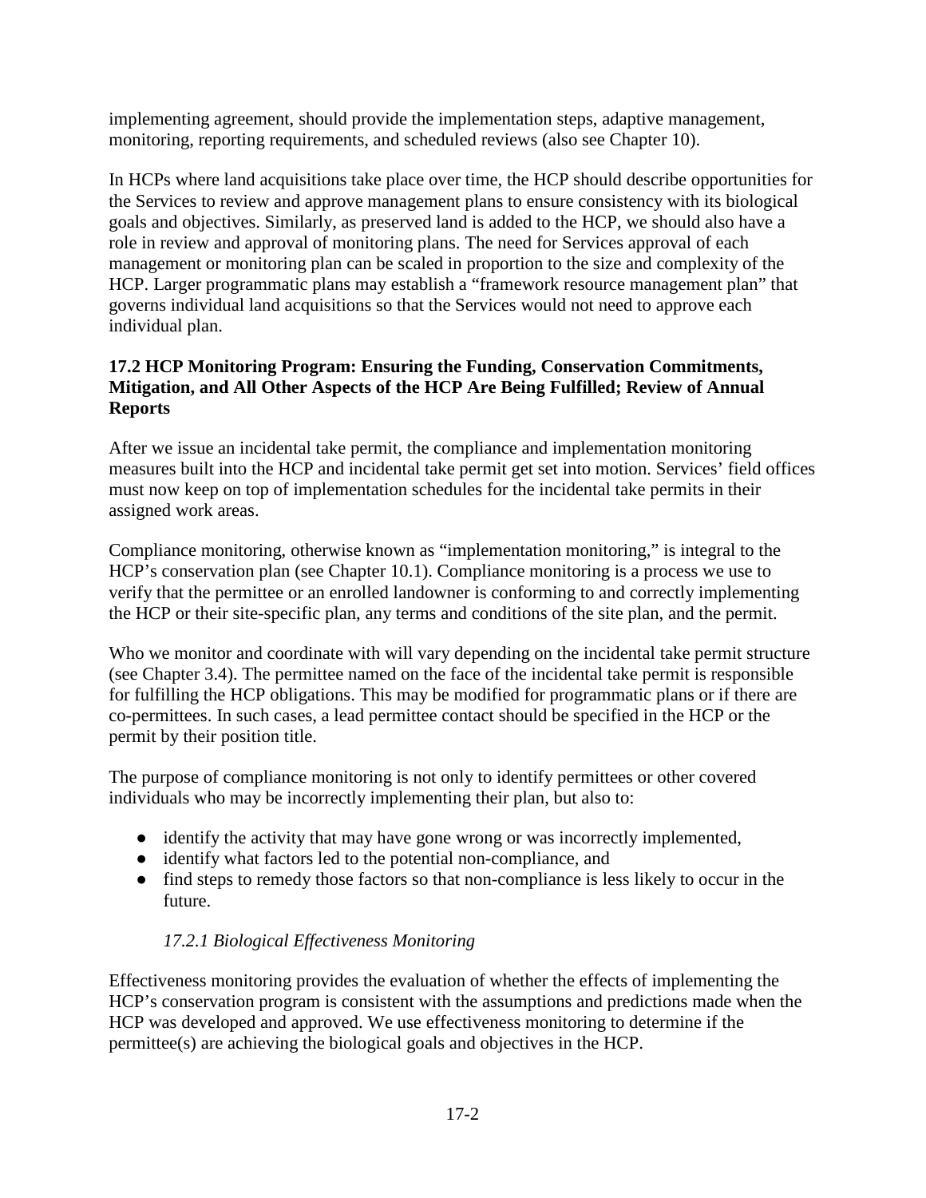implementing agreement, should provide the implementation steps, adaptive management, monitoring, reporting requirements, and scheduled reviews (also see Chapter 10).

In HCPs where land acquisitions take place over time, the HCP should describe opportunities for the Services to review and approve management plans to ensure consistency with its biological goals and objectives. Similarly, as preserved land is added to the HCP, we should also have a role in review and approval of monitoring plans. The need for Services approval of each management or monitoring plan can be scaled in proportion to the size and complexity of the HCP. Larger programmatic plans may establish a "framework resource management plan" that governs individual land acquisitions so that the Services would not need to approve each individual plan.

## 17.2 HCP Monitoring Program: Ensuring the Funding, Conservation Commitments, Mitigation, and All Other Aspects of the HCP Are Being Fulfilled; Review of Annual Reports

After we issue an incidental take permit, the compliance and implementation monitoring measures built into the HCP and incidental take permit get set into motion. Services' field offices must now keep on top of implementation schedules for the incidental take permits in their assigned work areas.

Compliance monitoring, otherwise known as "implementation monitoring," is integral to the HCP's conservation plan (see Chapter 10.1). Compliance monitoring is a process we use to verify that the permittee or an enrolled landowner is conforming to and correctly implementing the HCP or their site-specific plan, any terms and conditions of the site plan, and the permit.

Who we monitor and coordinate with will vary depending on the incidental take permit structure (see Chapter 3.4). The permittee named on the face of the incidental take permit is responsible for fulfilling the HCP obligations. This may be modified for programmatic plans or if there are co-permittees. In such cases, a lead permittee contact should be specified in the HCP or the permit by their position title.

The purpose of compliance monitoring is not only to identify permittees or other covered individuals who may be incorrectly implementing their plan, but also to:

- identify the activity that may have gone wrong or was incorrectly implemented,
- identify what factors led to the potential non-compliance, and
- find steps to remedy those factors so that non-compliance is less likely to occur in the future.

### *17.2.1 Biological Effectiveness Monitoring*

Effectiveness monitoring provides the evaluation of whether the effects of implementing the HCP's conservation program is consistent with the assumptions and predictions made when the HCP was developed and approved. We use effectiveness monitoring to determine if the permittee(s) are achieving the biological goals and objectives in the HCP.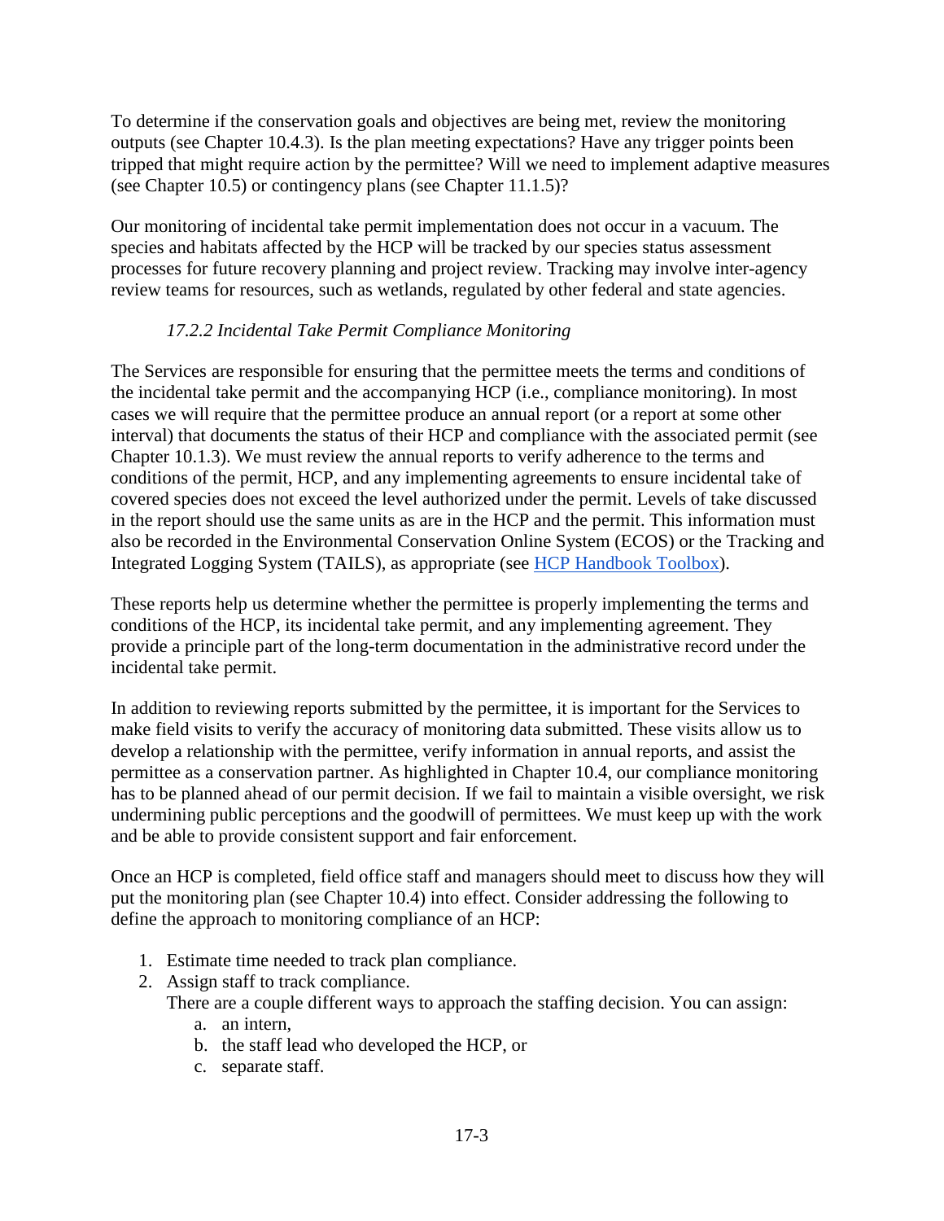To determine if the conservation goals and objectives are being met, review the monitoring outputs (see Chapter 10.4.3). Is the plan meeting expectations? Have any trigger points been tripped that might require action by the permittee? Will we need to implement adaptive measures (see Chapter 10.5) or contingency plans (see Chapter 11.1.5)?

Our monitoring of incidental take permit implementation does not occur in a vacuum. The species and habitats affected by the HCP will be tracked by our species status assessment processes for future recovery planning and project review. Tracking may involve inter-agency review teams for resources, such as wetlands, regulated by other federal and state agencies.

### *17.2.2 Incidental Take Permit Compliance Monitoring*

The Services are responsible for ensuring that the permittee meets the terms and conditions of the incidental take permit and the accompanying HCP (i.e., compliance monitoring). In most cases we will require that the permittee produce an annual report (or a report at some other interval) that documents the status of their HCP and compliance with the associated permit (see Chapter 10.1.3). We must review the annual reports to verify adherence to the terms and conditions of the permit, HCP, and any implementing agreements to ensure incidental take of covered species does not exceed the level authorized under the permit. Levels of take discussed in the report should use the same units as are in the HCP and the permit. This information must also be recorded in the Environmental Conservation Online System (ECOS) or the Tracking and Integrated Logging System (TAILS), as appropriate (see [HCP Handbook Toolbox](HCP Handbook Toolbox)).

These reports help us determine whether the permittee is properly implementing the terms and conditions of the HCP, its incidental take permit, and any implementing agreement. They provide a principle part of the long-term documentation in the administrative record under the incidental take permit.

In addition to reviewing reports submitted by the permittee, it is important for the Services to make field visits to verify the accuracy of monitoring data submitted. These visits allow us to develop a relationship with the permittee, verify information in annual reports, and assist the permittee as a conservation partner. As highlighted in Chapter 10.4, our compliance monitoring has to be planned ahead of our permit decision. If we fail to maintain a visible oversight, we risk undermining public perceptions and the goodwill of permittees. We must keep up with the work and be able to provide consistent support and fair enforcement.

Once an HCP is completed, field office staff and managers should meet to discuss how they will put the monitoring plan (see Chapter 10.4) into effect. Consider addressing the following to define the approach to monitoring compliance of an HCP:

1. Estimate time needed to track plan compliance.
2. Assign staff to track compliance.
   There are a couple different ways to approach the staffing decision. You can assign:
   a. an intern,
   b. the staff lead who developed the HCP, or
   c. separate staff.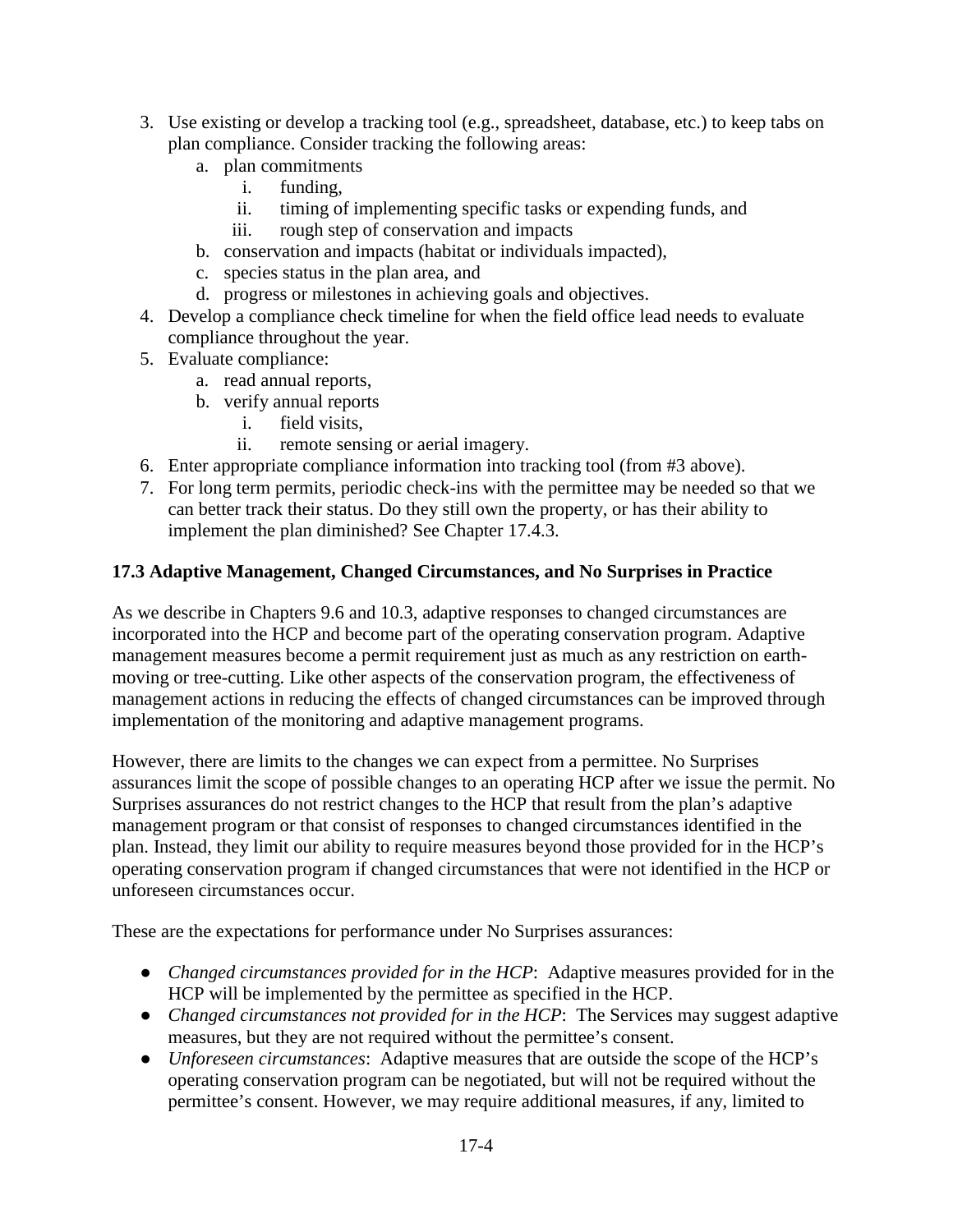3. Use existing or develop a tracking tool (e.g., spreadsheet, database, etc.) to keep tabs on plan compliance. Consider tracking the following areas:
    a. plan commitments
        i. funding,
        ii. timing of implementing specific tasks or expending funds, and
        iii. rough step of conservation and impacts
    b. conservation and impacts (habitat or individuals impacted),
    c. species status in the plan area, and
    d. progress or milestones in achieving goals and objectives.
4. Develop a compliance check timeline for when the field office lead needs to evaluate compliance throughout the year.
5. Evaluate compliance:
    a. read annual reports,
    b. verify annual reports
        i. field visits,
        ii. remote sensing or aerial imagery.
6. Enter appropriate compliance information into tracking tool (from #3 above).
7. For long term permits, periodic check-ins with the permittee may be needed so that we can better track their status. Do they still own the property, or has their ability to implement the plan diminished? See Chapter 17.4.3.

### 17.3 Adaptive Management, Changed Circumstances, and No Surprises in Practice

As we describe in Chapters 9.6 and 10.3, adaptive responses to changed circumstances are incorporated into the HCP and become part of the operating conservation program. Adaptive management measures become a permit requirement just as much as any restriction on earth-moving or tree-cutting. Like other aspects of the conservation program, the effectiveness of management actions in reducing the effects of changed circumstances can be improved through implementation of the monitoring and adaptive management programs.

However, there are limits to the changes we can expect from a permittee. No Surprises assurances limit the scope of possible changes to an operating HCP after we issue the permit. No Surprises assurances do not restrict changes to the HCP that result from the plan's adaptive management program or that consist of responses to changed circumstances identified in the plan. Instead, they limit our ability to require measures beyond those provided for in the HCP's operating conservation program if changed circumstances that were not identified in the HCP or unforeseen circumstances occur.

These are the expectations for performance under No Surprises assurances:

- *Changed circumstances provided for in the HCP*: Adaptive measures provided for in the HCP will be implemented by the permittee as specified in the HCP.
- *Changed circumstances not provided for in the HCP*: The Services may suggest adaptive measures, but they are not required without the permittee's consent.
- *Unforeseen circumstances*: Adaptive measures that are outside the scope of the HCP's operating conservation program can be negotiated, but will not be required without the permittee's consent. However, we may require additional measures, if any, limited to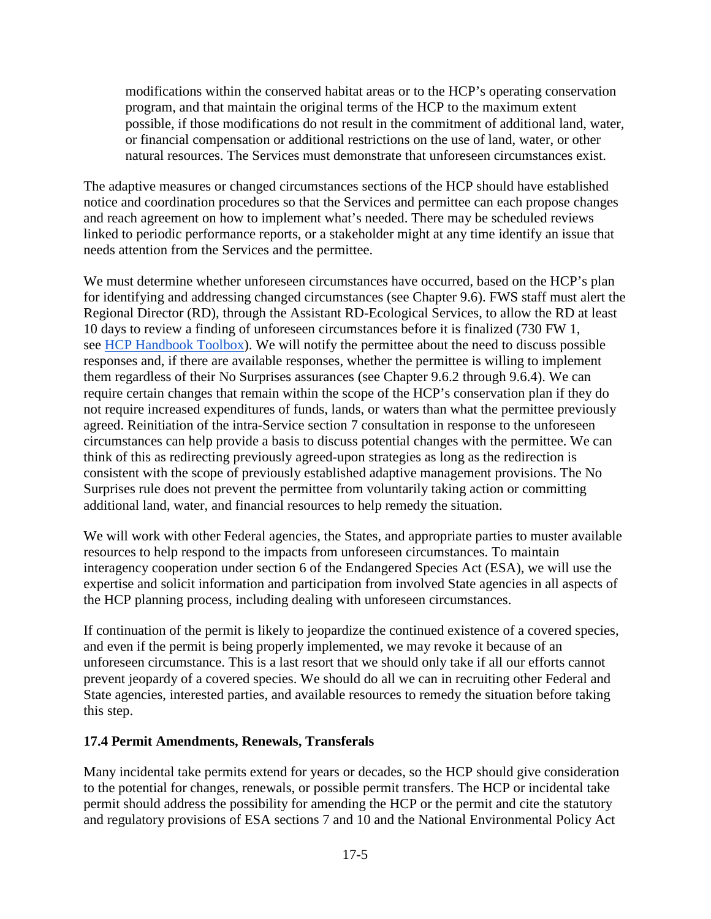modifications within the conserved habitat areas or to the HCP's operating conservation program, and that maintain the original terms of the HCP to the maximum extent possible, if those modifications do not result in the commitment of additional land, water, or financial compensation or additional restrictions on the use of land, water, or other natural resources. The Services must demonstrate that unforeseen circumstances exist.

The adaptive measures or changed circumstances sections of the HCP should have established notice and coordination procedures so that the Services and permittee can each propose changes and reach agreement on how to implement what's needed. There may be scheduled reviews linked to periodic performance reports, or a stakeholder might at any time identify an issue that needs attention from the Services and the permittee.

We must determine whether unforeseen circumstances have occurred, based on the HCP's plan for identifying and addressing changed circumstances (see Chapter 9.6). FWS staff must alert the Regional Director (RD), through the Assistant RD-Ecological Services, to allow the RD at least 10 days to review a finding of unforeseen circumstances before it is finalized (730 FW 1, see [HCP Handbook Toolbox](HCP Handbook Toolbox)). We will notify the permittee about the need to discuss possible responses and, if there are available responses, whether the permittee is willing to implement them regardless of their No Surprises assurances (see Chapter 9.6.2 through 9.6.4). We can require certain changes that remain within the scope of the HCP's conservation plan if they do not require increased expenditures of funds, lands, or waters than what the permittee previously agreed. Reinitiation of the intra-Service section 7 consultation in response to the unforeseen circumstances can help provide a basis to discuss potential changes with the permittee. We can think of this as redirecting previously agreed-upon strategies as long as the redirection is consistent with the scope of previously established adaptive management provisions. The No Surprises rule does not prevent the permittee from voluntarily taking action or committing additional land, water, and financial resources to help remedy the situation.

We will work with other Federal agencies, the States, and appropriate parties to muster available resources to help respond to the impacts from unforeseen circumstances. To maintain interagency cooperation under section 6 of the Endangered Species Act (ESA), we will use the expertise and solicit information and participation from involved State agencies in all aspects of the HCP planning process, including dealing with unforeseen circumstances.

If continuation of the permit is likely to jeopardize the continued existence of a covered species, and even if the permit is being properly implemented, we may revoke it because of an unforeseen circumstance. This is a last resort that we should only take if all our efforts cannot prevent jeopardy of a covered species. We should do all we can in recruiting other Federal and State agencies, interested parties, and available resources to remedy the situation before taking this step.

## 17.4 Permit Amendments, Renewals, Transferals

Many incidental take permits extend for years or decades, so the HCP should give consideration to the potential for changes, renewals, or possible permit transfers. The HCP or incidental take permit should address the possibility for amending the HCP or the permit and cite the statutory and regulatory provisions of ESA sections 7 and 10 and the National Environmental Policy Act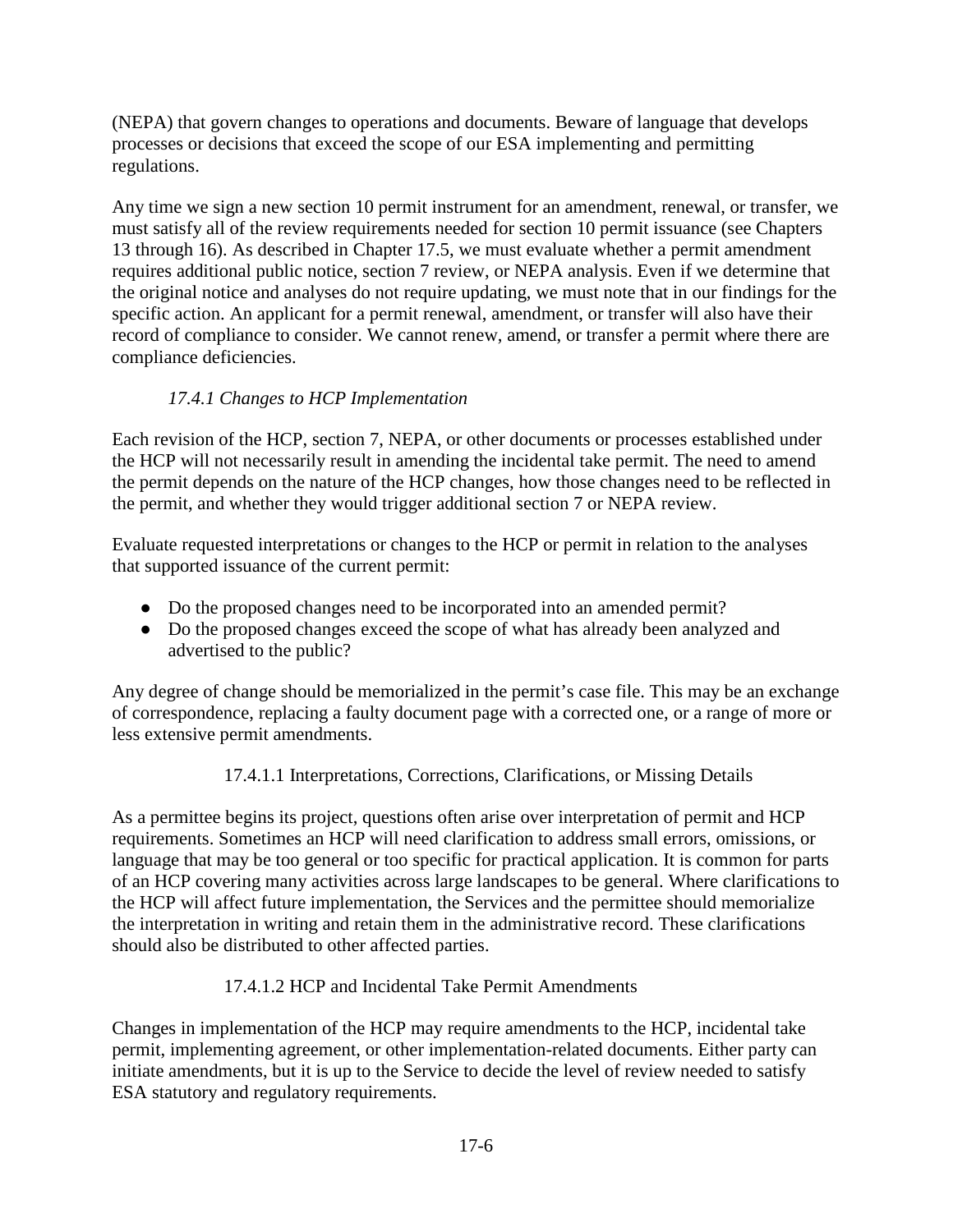(NEPA) that govern changes to operations and documents. Beware of language that develops processes or decisions that exceed the scope of our ESA implementing and permitting regulations.

Any time we sign a new section 10 permit instrument for an amendment, renewal, or transfer, we must satisfy all of the review requirements needed for section 10 permit issuance (see Chapters 13 through 16). As described in Chapter 17.5, we must evaluate whether a permit amendment requires additional public notice, section 7 review, or NEPA analysis. Even if we determine that the original notice and analyses do not require updating, we must note that in our findings for the specific action. An applicant for a permit renewal, amendment, or transfer will also have their record of compliance to consider. We cannot renew, amend, or transfer a permit where there are compliance deficiencies.

### *17.4.1 Changes to HCP Implementation*

Each revision of the HCP, section 7, NEPA, or other documents or processes established under the HCP will not necessarily result in amending the incidental take permit. The need to amend the permit depends on the nature of the HCP changes, how those changes need to be reflected in the permit, and whether they would trigger additional section 7 or NEPA review.

Evaluate requested interpretations or changes to the HCP or permit in relation to the analyses that supported issuance of the current permit:

- Do the proposed changes need to be incorporated into an amended permit?
- Do the proposed changes exceed the scope of what has already been analyzed and advertised to the public?

Any degree of change should be memorialized in the permit's case file. This may be an exchange of correspondence, replacing a faulty document page with a corrected one, or a range of more or less extensive permit amendments.

#### 17.4.1.1 Interpretations, Corrections, Clarifications, or Missing Details

As a permittee begins its project, questions often arise over interpretation of permit and HCP requirements. Sometimes an HCP will need clarification to address small errors, omissions, or language that may be too general or too specific for practical application. It is common for parts of an HCP covering many activities across large landscapes to be general. Where clarifications to the HCP will affect future implementation, the Services and the permittee should memorialize the interpretation in writing and retain them in the administrative record. These clarifications should also be distributed to other affected parties.

#### 17.4.1.2 HCP and Incidental Take Permit Amendments

Changes in implementation of the HCP may require amendments to the HCP, incidental take permit, implementing agreement, or other implementation-related documents. Either party can initiate amendments, but it is up to the Service to decide the level of review needed to satisfy ESA statutory and regulatory requirements.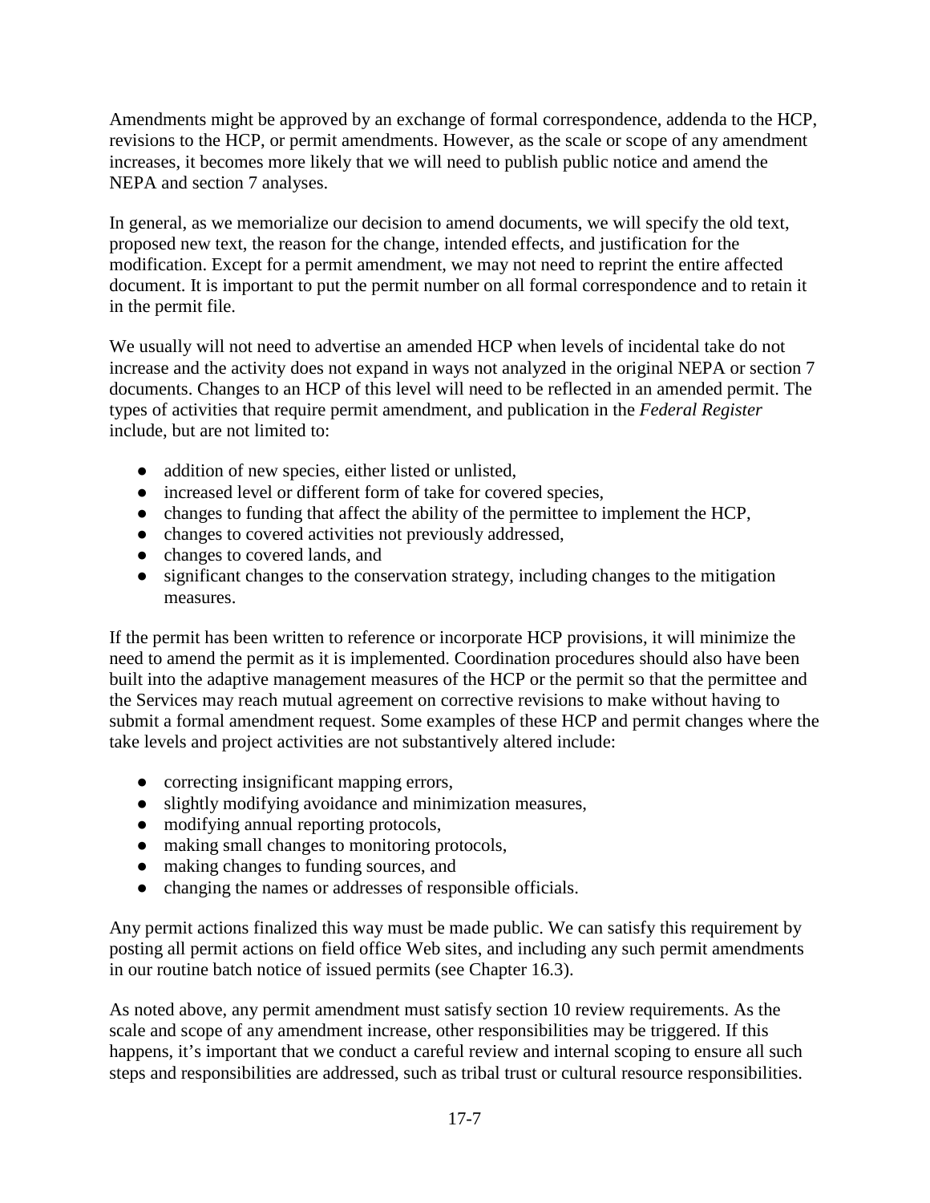Amendments might be approved by an exchange of formal correspondence, addenda to the HCP, revisions to the HCP, or permit amendments. However, as the scale or scope of any amendment increases, it becomes more likely that we will need to publish public notice and amend the NEPA and section 7 analyses.

In general, as we memorialize our decision to amend documents, we will specify the old text, proposed new text, the reason for the change, intended effects, and justification for the modification. Except for a permit amendment, we may not need to reprint the entire affected document. It is important to put the permit number on all formal correspondence and to retain it in the permit file.

We usually will not need to advertise an amended HCP when levels of incidental take do not increase and the activity does not expand in ways not analyzed in the original NEPA or section 7 documents. Changes to an HCP of this level will need to be reflected in an amended permit. The types of activities that require permit amendment, and publication in the *Federal Register* include, but are not limited to:

- addition of new species, either listed or unlisted,
- increased level or different form of take for covered species,
- changes to funding that affect the ability of the permittee to implement the HCP,
- changes to covered activities not previously addressed,
- changes to covered lands, and
- significant changes to the conservation strategy, including changes to the mitigation measures.

If the permit has been written to reference or incorporate HCP provisions, it will minimize the need to amend the permit as it is implemented. Coordination procedures should also have been built into the adaptive management measures of the HCP or the permit so that the permittee and the Services may reach mutual agreement on corrective revisions to make without having to submit a formal amendment request. Some examples of these HCP and permit changes where the take levels and project activities are not substantively altered include:

- correcting insignificant mapping errors,
- slightly modifying avoidance and minimization measures,
- modifying annual reporting protocols,
- making small changes to monitoring protocols,
- making changes to funding sources, and
- changing the names or addresses of responsible officials.

Any permit actions finalized this way must be made public. We can satisfy this requirement by posting all permit actions on field office Web sites, and including any such permit amendments in our routine batch notice of issued permits (see Chapter 16.3).

As noted above, any permit amendment must satisfy section 10 review requirements. As the scale and scope of any amendment increase, other responsibilities may be triggered. If this happens, it's important that we conduct a careful review and internal scoping to ensure all such steps and responsibilities are addressed, such as tribal trust or cultural resource responsibilities.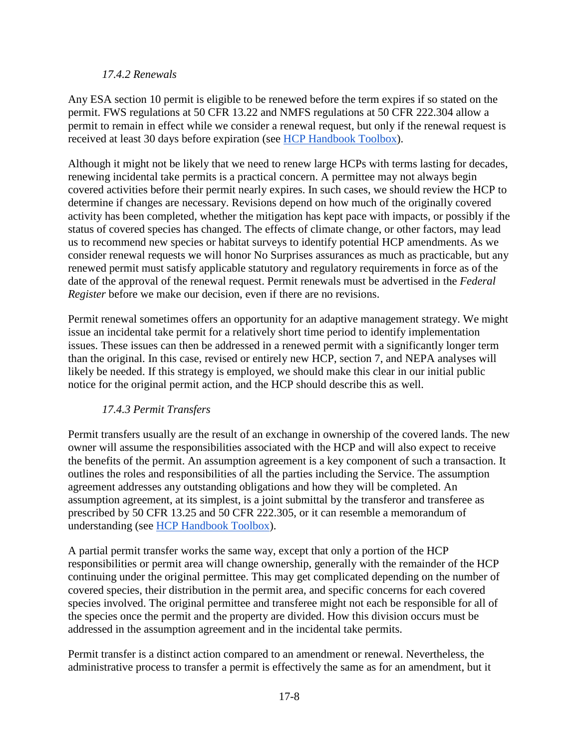### *17.4.2 Renewals*

Any ESA section 10 permit is eligible to be renewed before the term expires if so stated on the permit. FWS regulations at 50 CFR 13.22 and NMFS regulations at 50 CFR 222.304 allow a permit to remain in effect while we consider a renewal request, but only if the renewal request is received at least 30 days before expiration (see [HCP Handbook Toolbox](#)).

Although it might not be likely that we need to renew large HCPs with terms lasting for decades, renewing incidental take permits is a practical concern. A permittee may not always begin covered activities before their permit nearly expires. In such cases, we should review the HCP to determine if changes are necessary. Revisions depend on how much of the originally covered activity has been completed, whether the mitigation has kept pace with impacts, or possibly if the status of covered species has changed. The effects of climate change, or other factors, may lead us to recommend new species or habitat surveys to identify potential HCP amendments. As we consider renewal requests we will honor No Surprises assurances as much as practicable, but any renewed permit must satisfy applicable statutory and regulatory requirements in force as of the date of the approval of the renewal request. Permit renewals must be advertised in the *Federal Register* before we make our decision, even if there are no revisions.

Permit renewal sometimes offers an opportunity for an adaptive management strategy. We might issue an incidental take permit for a relatively short time period to identify implementation issues. These issues can then be addressed in a renewed permit with a significantly longer term than the original. In this case, revised or entirely new HCP, section 7, and NEPA analyses will likely be needed. If this strategy is employed, we should make this clear in our initial public notice for the original permit action, and the HCP should describe this as well.

### *17.4.3 Permit Transfers*

Permit transfers usually are the result of an exchange in ownership of the covered lands. The new owner will assume the responsibilities associated with the HCP and will also expect to receive the benefits of the permit. An assumption agreement is a key component of such a transaction. It outlines the roles and responsibilities of all the parties including the Service. The assumption agreement addresses any outstanding obligations and how they will be completed. An assumption agreement, at its simplest, is a joint submittal by the transferor and transferee as prescribed by 50 CFR 13.25 and 50 CFR 222.305, or it can resemble a memorandum of understanding (see [HCP Handbook Toolbox](#)).

A partial permit transfer works the same way, except that only a portion of the HCP responsibilities or permit area will change ownership, generally with the remainder of the HCP continuing under the original permittee. This may get complicated depending on the number of covered species, their distribution in the permit area, and specific concerns for each covered species involved. The original permittee and transferee might not each be responsible for all of the species once the permit and the property are divided. How this division occurs must be addressed in the assumption agreement and in the incidental take permits.

Permit transfer is a distinct action compared to an amendment or renewal. Nevertheless, the administrative process to transfer a permit is effectively the same as for an amendment, but it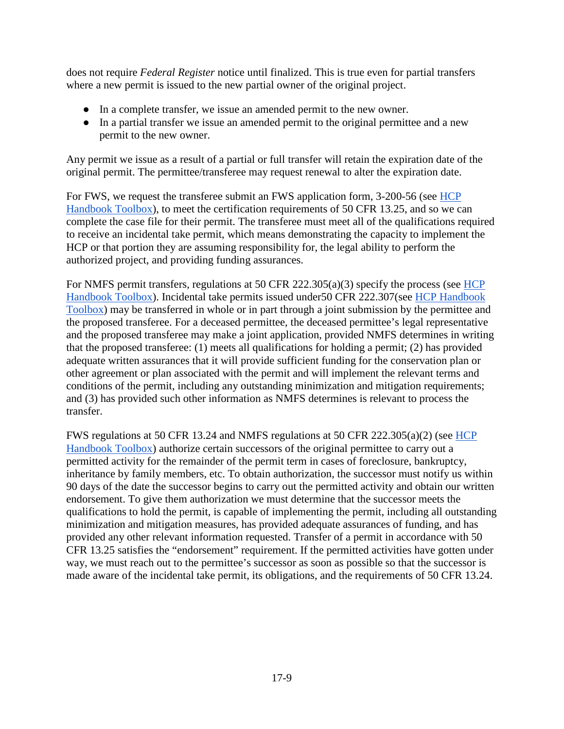does not require *Federal Register* notice until finalized. This is true even for partial transfers where a new permit is issued to the new partial owner of the original project.

- In a complete transfer, we issue an amended permit to the new owner.
- In a partial transfer we issue an amended permit to the original permittee and a new permit to the new owner.

Any permit we issue as a result of a partial or full transfer will retain the expiration date of the original permit. The permittee/transferee may request renewal to alter the expiration date.

For FWS, we request the transferee submit an FWS application form, 3-200-56 (see [HCP Handbook Toolbox]), to meet the certification requirements of 50 CFR 13.25, and so we can complete the case file for their permit. The transferee must meet all of the qualifications required to receive an incidental take permit, which means demonstrating the capacity to implement the HCP or that portion they are assuming responsibility for, the legal ability to perform the authorized project, and providing funding assurances.

For NMFS permit transfers, regulations at 50 CFR 222.305(a)(3) specify the process (see [HCP Handbook Toolbox]). Incidental take permits issued under50 CFR 222.307(see [HCP Handbook Toolbox]) may be transferred in whole or in part through a joint submission by the permittee and the proposed transferee. For a deceased permittee, the deceased permittee's legal representative and the proposed transferee may make a joint application, provided NMFS determines in writing that the proposed transferee: (1) meets all qualifications for holding a permit; (2) has provided adequate written assurances that it will provide sufficient funding for the conservation plan or other agreement or plan associated with the permit and will implement the relevant terms and conditions of the permit, including any outstanding minimization and mitigation requirements; and (3) has provided such other information as NMFS determines is relevant to process the transfer.

FWS regulations at 50 CFR 13.24 and NMFS regulations at 50 CFR 222.305(a)(2) (see [HCP Handbook Toolbox]) authorize certain successors of the original permittee to carry out a permitted activity for the remainder of the permit term in cases of foreclosure, bankruptcy, inheritance by family members, etc. To obtain authorization, the successor must notify us within 90 days of the date the successor begins to carry out the permitted activity and obtain our written endorsement. To give them authorization we must determine that the successor meets the qualifications to hold the permit, is capable of implementing the permit, including all outstanding minimization and mitigation measures, has provided adequate assurances of funding, and has provided any other relevant information requested. Transfer of a permit in accordance with 50 CFR 13.25 satisfies the "endorsement" requirement. If the permitted activities have gotten under way, we must reach out to the permittee's successor as soon as possible so that the successor is made aware of the incidental take permit, its obligations, and the requirements of 50 CFR 13.24.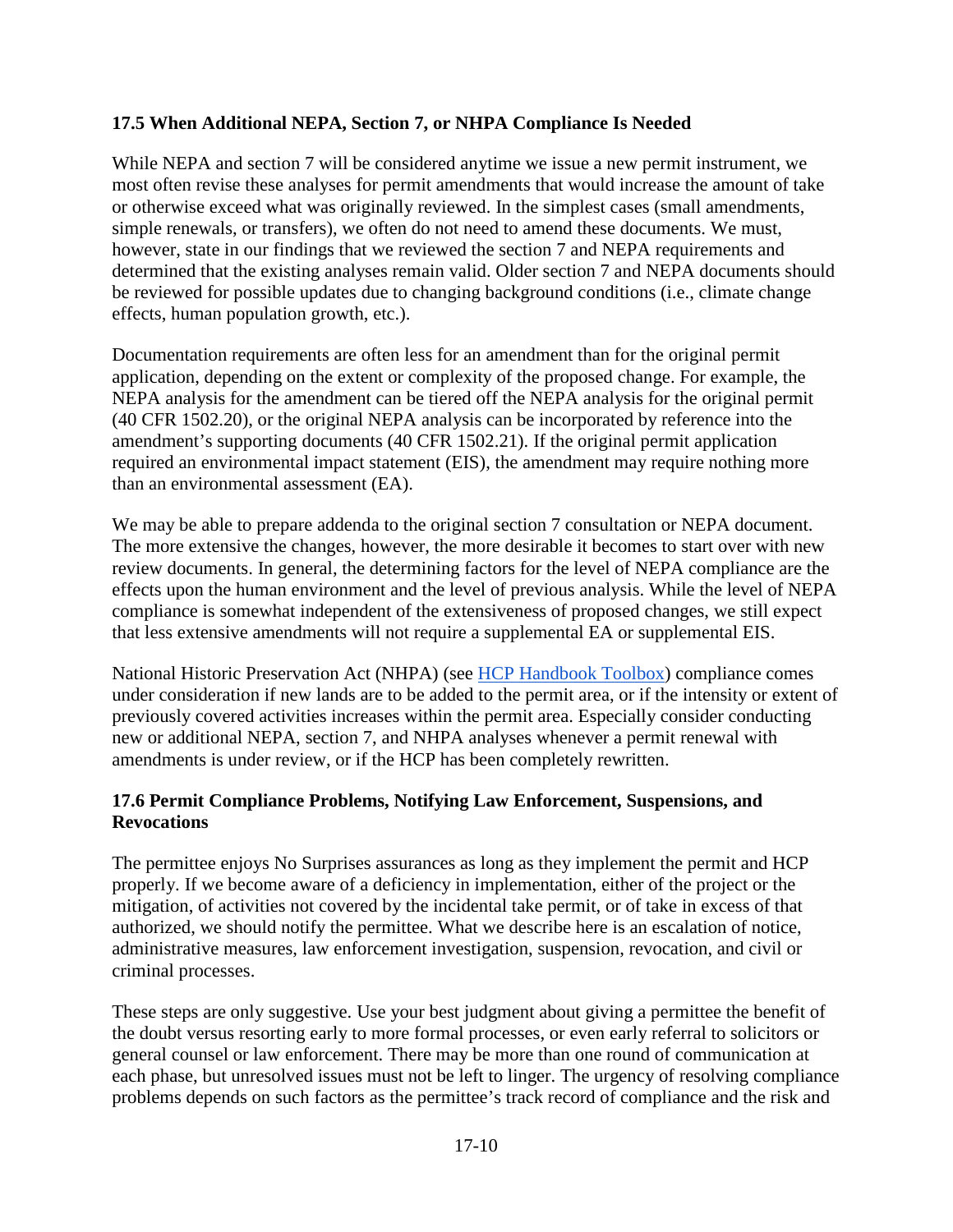### 17.5 When Additional NEPA, Section 7, or NHPA Compliance Is Needed

While NEPA and section 7 will be considered anytime we issue a new permit instrument, we most often revise these analyses for permit amendments that would increase the amount of take or otherwise exceed what was originally reviewed. In the simplest cases (small amendments, simple renewals, or transfers), we often do not need to amend these documents. We must, however, state in our findings that we reviewed the section 7 and NEPA requirements and determined that the existing analyses remain valid. Older section 7 and NEPA documents should be reviewed for possible updates due to changing background conditions (i.e., climate change effects, human population growth, etc.).

Documentation requirements are often less for an amendment than for the original permit application, depending on the extent or complexity of the proposed change. For example, the NEPA analysis for the amendment can be tiered off the NEPA analysis for the original permit (40 CFR 1502.20), or the original NEPA analysis can be incorporated by reference into the amendment's supporting documents (40 CFR 1502.21). If the original permit application required an environmental impact statement (EIS), the amendment may require nothing more than an environmental assessment (EA).

We may be able to prepare addenda to the original section 7 consultation or NEPA document. The more extensive the changes, however, the more desirable it becomes to start over with new review documents. In general, the determining factors for the level of NEPA compliance are the effects upon the human environment and the level of previous analysis. While the level of NEPA compliance is somewhat independent of the extensiveness of proposed changes, we still expect that less extensive amendments will not require a supplemental EA or supplemental EIS.

National Historic Preservation Act (NHPA) (see [HCP Handbook Toolbox]) compliance comes under consideration if new lands are to be added to the permit area, or if the intensity or extent of previously covered activities increases within the permit area. Especially consider conducting new or additional NEPA, section 7, and NHPA analyses whenever a permit renewal with amendments is under review, or if the HCP has been completely rewritten.

### 17.6 Permit Compliance Problems, Notifying Law Enforcement, Suspensions, and Revocations

The permittee enjoys No Surprises assurances as long as they implement the permit and HCP properly. If we become aware of a deficiency in implementation, either of the project or the mitigation, of activities not covered by the incidental take permit, or of take in excess of that authorized, we should notify the permittee. What we describe here is an escalation of notice, administrative measures, law enforcement investigation, suspension, revocation, and civil or criminal processes.

These steps are only suggestive. Use your best judgment about giving a permittee the benefit of the doubt versus resorting early to more formal processes, or even early referral to solicitors or general counsel or law enforcement. There may be more than one round of communication at each phase, but unresolved issues must not be left to linger. The urgency of resolving compliance problems depends on such factors as the permittee's track record of compliance and the risk and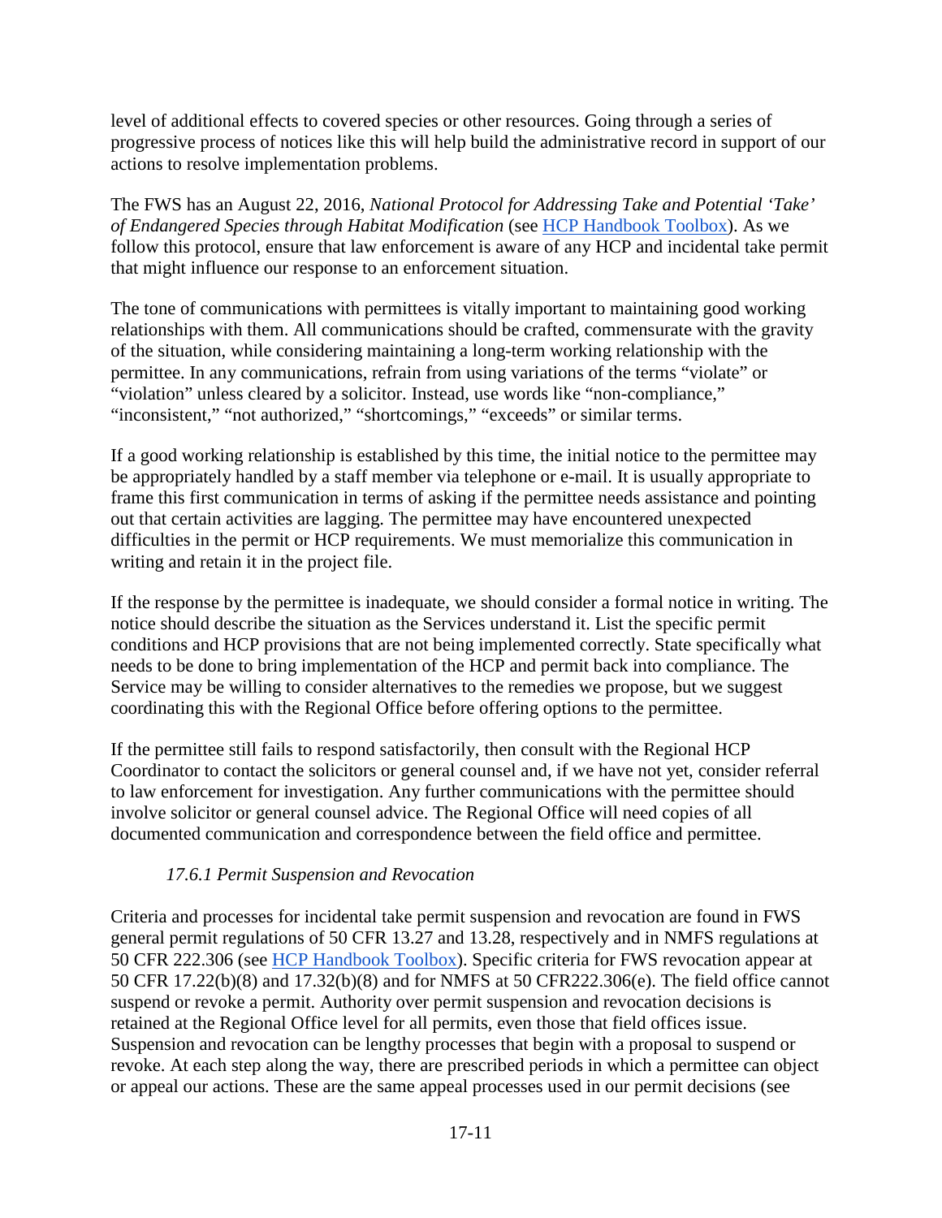level of additional effects to covered species or other resources. Going through a series of progressive process of notices like this will help build the administrative record in support of our actions to resolve implementation problems.

The FWS has an August 22, 2016, *National Protocol for Addressing Take and Potential 'Take' of Endangered Species through Habitat Modification* (see [HCP Handbook Toolbox]). As we follow this protocol, ensure that law enforcement is aware of any HCP and incidental take permit that might influence our response to an enforcement situation.

The tone of communications with permittees is vitally important to maintaining good working relationships with them. All communications should be crafted, commensurate with the gravity of the situation, while considering maintaining a long-term working relationship with the permittee. In any communications, refrain from using variations of the terms "violate" or "violation" unless cleared by a solicitor. Instead, use words like "non-compliance," "inconsistent," "not authorized," "shortcomings," "exceeds" or similar terms.

If a good working relationship is established by this time, the initial notice to the permittee may be appropriately handled by a staff member via telephone or e-mail. It is usually appropriate to frame this first communication in terms of asking if the permittee needs assistance and pointing out that certain activities are lagging. The permittee may have encountered unexpected difficulties in the permit or HCP requirements. We must memorialize this communication in writing and retain it in the project file.

If the response by the permittee is inadequate, we should consider a formal notice in writing. The notice should describe the situation as the Services understand it. List the specific permit conditions and HCP provisions that are not being implemented correctly. State specifically what needs to be done to bring implementation of the HCP and permit back into compliance. The Service may be willing to consider alternatives to the remedies we propose, but we suggest coordinating this with the Regional Office before offering options to the permittee.

If the permittee still fails to respond satisfactorily, then consult with the Regional HCP Coordinator to contact the solicitors or general counsel and, if we have not yet, consider referral to law enforcement for investigation. Any further communications with the permittee should involve solicitor or general counsel advice. The Regional Office will need copies of all documented communication and correspondence between the field office and permittee.

### *17.6.1 Permit Suspension and Revocation*

Criteria and processes for incidental take permit suspension and revocation are found in FWS general permit regulations of 50 CFR 13.27 and 13.28, respectively and in NMFS regulations at 50 CFR 222.306 (see [HCP Handbook Toolbox]). Specific criteria for FWS revocation appear at 50 CFR 17.22(b)(8) and 17.32(b)(8) and for NMFS at 50 CFR222.306(e). The field office cannot suspend or revoke a permit. Authority over permit suspension and revocation decisions is retained at the Regional Office level for all permits, even those that field offices issue. Suspension and revocation can be lengthy processes that begin with a proposal to suspend or revoke. At each step along the way, there are prescribed periods in which a permittee can object or appeal our actions. These are the same appeal processes used in our permit decisions (see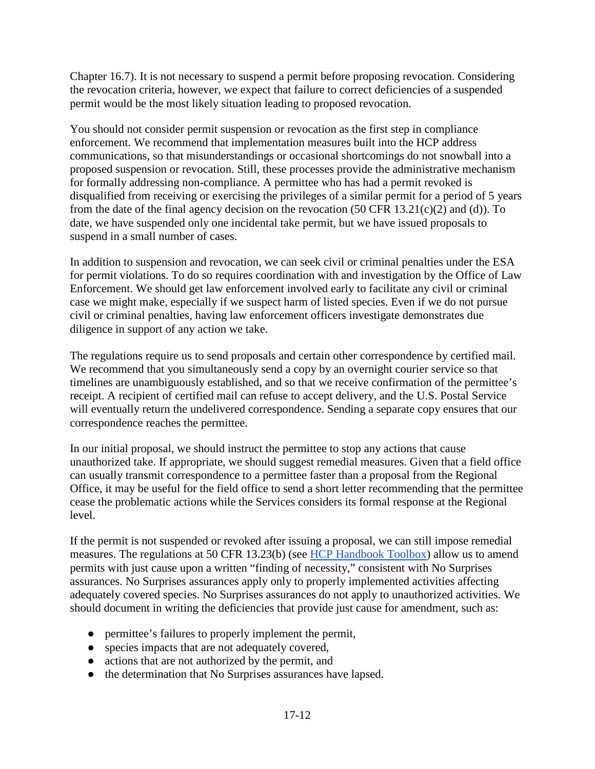Chapter 16.7). It is not necessary to suspend a permit before proposing revocation. Considering the revocation criteria, however, we expect that failure to correct deficiencies of a suspended permit would be the most likely situation leading to proposed revocation.

You should not consider permit suspension or revocation as the first step in compliance enforcement. We recommend that implementation measures built into the HCP address communications, so that misunderstandings or occasional shortcomings do not snowball into a proposed suspension or revocation. Still, these processes provide the administrative mechanism for formally addressing non-compliance. A permittee who has had a permit revoked is disqualified from receiving or exercising the privileges of a similar permit for a period of 5 years from the date of the final agency decision on the revocation (50 CFR 13.21(c)(2) and (d)). To date, we have suspended only one incidental take permit, but we have issued proposals to suspend in a small number of cases.

In addition to suspension and revocation, we can seek civil or criminal penalties under the ESA for permit violations. To do so requires coordination with and investigation by the Office of Law Enforcement. We should get law enforcement involved early to facilitate any civil or criminal case we might make, especially if we suspect harm of listed species. Even if we do not pursue civil or criminal penalties, having law enforcement officers investigate demonstrates due diligence in support of any action we take.

The regulations require us to send proposals and certain other correspondence by certified mail. We recommend that you simultaneously send a copy by an overnight courier service so that timelines are unambiguously established, and so that we receive confirmation of the permittee's receipt. A recipient of certified mail can refuse to accept delivery, and the U.S. Postal Service will eventually return the undelivered correspondence. Sending a separate copy ensures that our correspondence reaches the permittee.

In our initial proposal, we should instruct the permittee to stop any actions that cause unauthorized take. If appropriate, we should suggest remedial measures. Given that a field office can usually transmit correspondence to a permittee faster than a proposal from the Regional Office, it may be useful for the field office to send a short letter recommending that the permittee cease the problematic actions while the Services considers its formal response at the Regional level.

If the permit is not suspended or revoked after issuing a proposal, we can still impose remedial measures. The regulations at 50 CFR 13.23(b) (see HCP Handbook Toolbox) allow us to amend permits with just cause upon a written "finding of necessity," consistent with No Surprises assurances. No Surprises assurances apply only to properly implemented activities affecting adequately covered species. No Surprises assurances do not apply to unauthorized activities. We should document in writing the deficiencies that provide just cause for amendment, such as:

- permittee's failures to properly implement the permit,
- species impacts that are not adequately covered,
- actions that are not authorized by the permit, and
- the determination that No Surprises assurances have lapsed.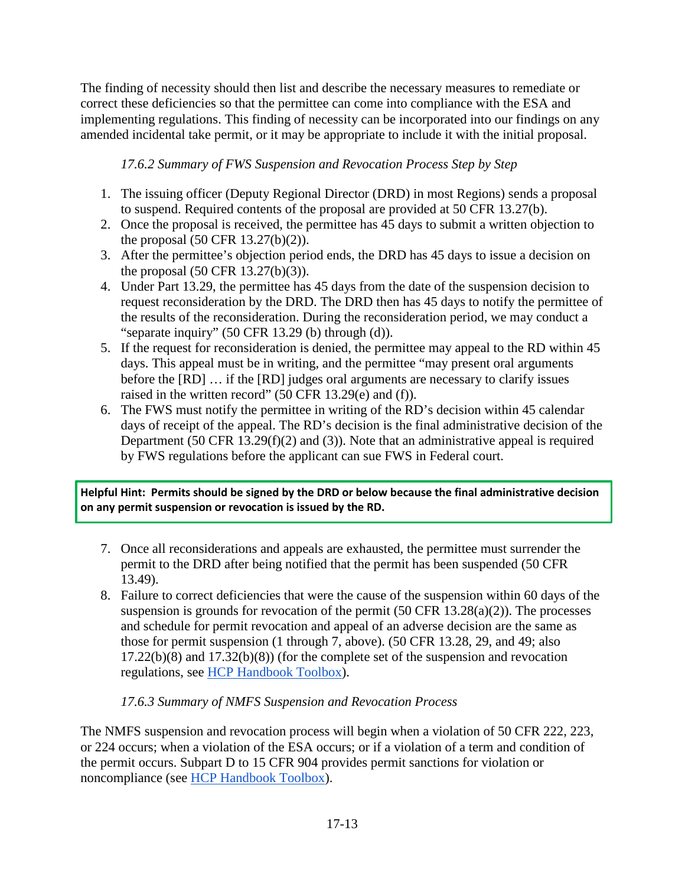The finding of necessity should then list and describe the necessary measures to remediate or correct these deficiencies so that the permittee can come into compliance with the ESA and implementing regulations. This finding of necessity can be incorporated into our findings on any amended incidental take permit, or it may be appropriate to include it with the initial proposal.

### *17.6.2 Summary of FWS Suspension and Revocation Process Step by Step*

1. The issuing officer (Deputy Regional Director (DRD) in most Regions) sends a proposal to suspend. Required contents of the proposal are provided at 50 CFR 13.27(b).
2. Once the proposal is received, the permittee has 45 days to submit a written objection to the proposal (50 CFR 13.27(b)(2)).
3. After the permittee's objection period ends, the DRD has 45 days to issue a decision on the proposal (50 CFR 13.27(b)(3)).
4. Under Part 13.29, the permittee has 45 days from the date of the suspension decision to request reconsideration by the DRD. The DRD then has 45 days to notify the permittee of the results of the reconsideration. During the reconsideration period, we may conduct a "separate inquiry" (50 CFR 13.29 (b) through (d)).
5. If the request for reconsideration is denied, the permittee may appeal to the RD within 45 days. This appeal must be in writing, and the permittee "may present oral arguments before the [RD] … if the [RD] judges oral arguments are necessary to clarify issues raised in the written record" (50 CFR 13.29(e) and (f)).
6. The FWS must notify the permittee in writing of the RD's decision within 45 calendar days of receipt of the appeal. The RD's decision is the final administrative decision of the Department (50 CFR 13.29(f)(2) and (3)). Note that an administrative appeal is required by FWS regulations before the applicant can sue FWS in Federal court.

**Helpful Hint: Permits should be signed by the DRD or below because the final administrative decision on any permit suspension or revocation is issued by the RD.**

7. Once all reconsiderations and appeals are exhausted, the permittee must surrender the permit to the DRD after being notified that the permit has been suspended (50 CFR 13.49).
8. Failure to correct deficiencies that were the cause of the suspension within 60 days of the suspension is grounds for revocation of the permit (50 CFR 13.28(a)(2)). The processes and schedule for permit revocation and appeal of an adverse decision are the same as those for permit suspension (1 through 7, above). (50 CFR 13.28, 29, and 49; also 17.22(b)(8) and 17.32(b)(8)) (for the complete set of the suspension and revocation regulations, see HCP Handbook Toolbox).

### *17.6.3 Summary of NMFS Suspension and Revocation Process*

The NMFS suspension and revocation process will begin when a violation of 50 CFR 222, 223, or 224 occurs; when a violation of the ESA occurs; or if a violation of a term and condition of the permit occurs. Subpart D to 15 CFR 904 provides permit sanctions for violation or noncompliance (see HCP Handbook Toolbox).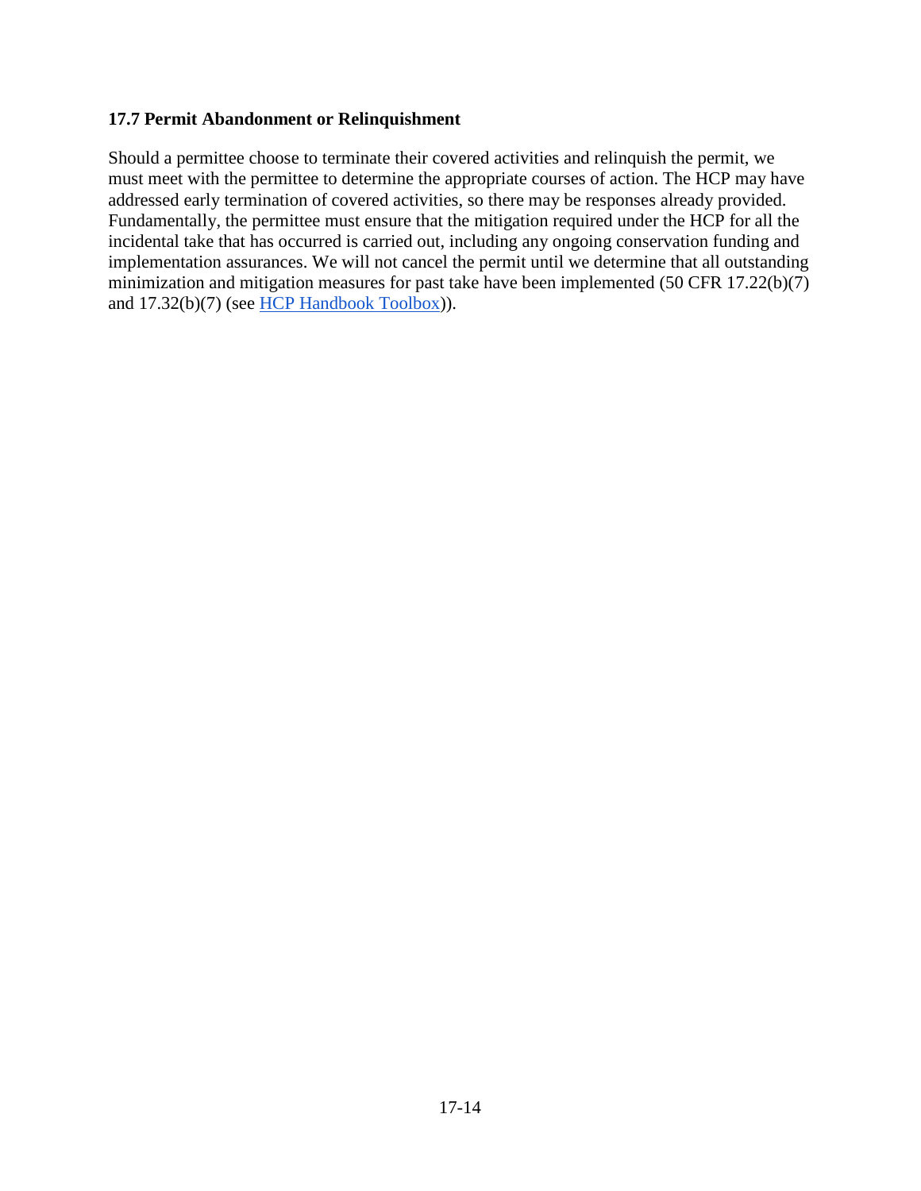### 17.7 Permit Abandonment or Relinquishment

Should a permittee choose to terminate their covered activities and relinquish the permit, we must meet with the permittee to determine the appropriate courses of action. The HCP may have addressed early termination of covered activities, so there may be responses already provided. Fundamentally, the permittee must ensure that the mitigation required under the HCP for all the incidental take that has occurred is carried out, including any ongoing conservation funding and implementation assurances. We will not cancel the permit until we determine that all outstanding minimization and mitigation measures for past take have been implemented (50 CFR 17.22(b)(7) and 17.32(b)(7) (see HCP Handbook Toolbox)).